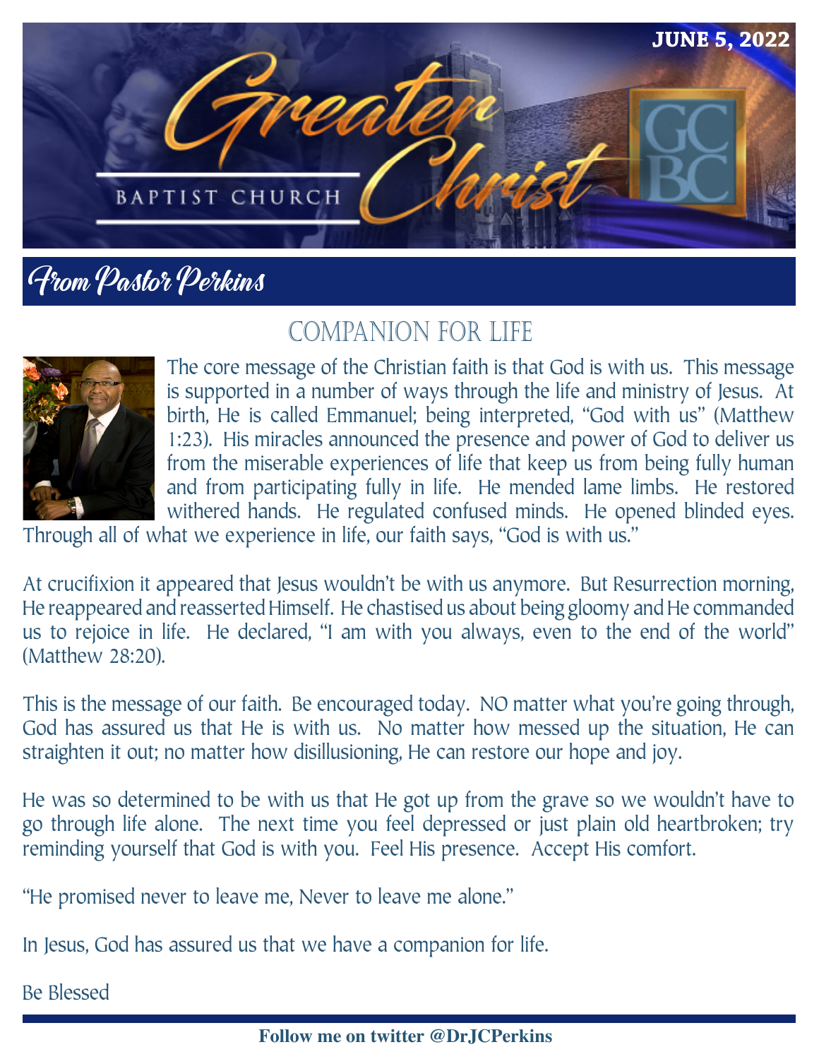JUNE 5, 2022

# Greater Christ Baptist Church

## From Pastor Perkins

### COMPANION FOR LIFE

The core message of the Christian faith is that God is with us. This message is supported in a number of ways through the life and ministry of Jesus. At birth, He is called Emmanuel; being interpreted, "God with us" (Matthew 1:23). His miracles announced the presence and power of God to deliver us from the miserable experiences of life that keep us from being fully human and from participating fully in life. He mended lame limbs. He restored withered hands. He regulated confused minds. He opened blinded eyes. Through all of what we experience in life, our faith says, "God is with us."

At crucifixion it appeared that Jesus wouldn't be with us anymore. But Resurrection morning, He reappeared and reasserted Himself. He chastised us about being gloomy and He commanded us to rejoice in life. He declared, "I am with you always, even to the end of the world" (Matthew 28:20).

This is the message of our faith. Be encouraged today. NO matter what you're going through, God has assured us that He is with us. No matter how messed up the situation, He can straighten it out; no matter how disillusioning, He can restore our hope and joy.

He was so determined to be with us that He got up from the grave so we wouldn't have to go through life alone. The next time you feel depressed or just plain old heartbroken; try reminding yourself that God is with you. Feel His presence. Accept His comfort.

"He promised never to leave me, Never to leave me alone."

In Jesus, God has assured us that we have a companion for life.

Be Blessed

**Follow me on twitter @DrJCPerkins**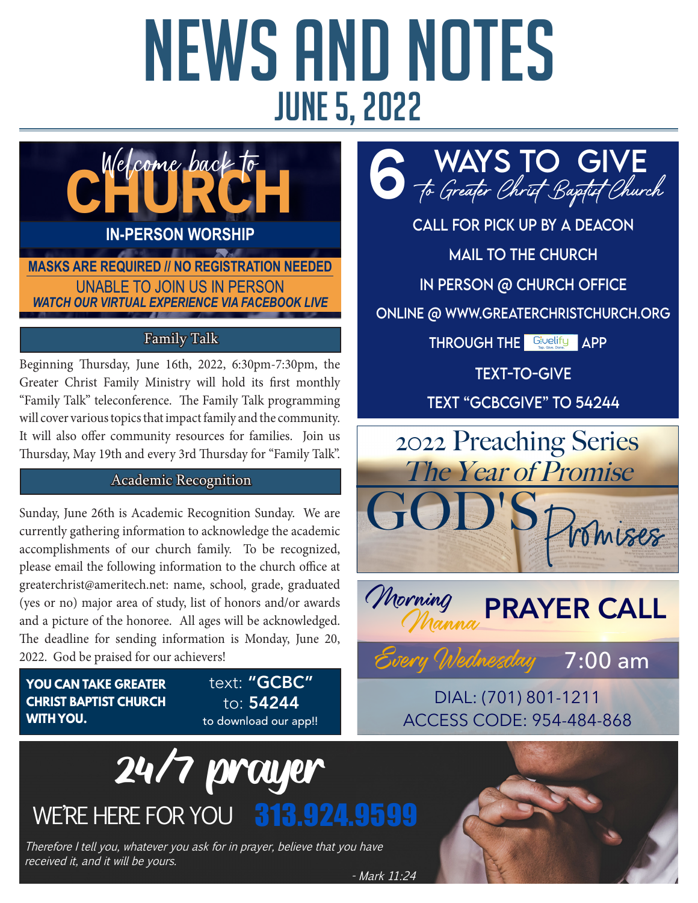# NEWS AND NOTES

## JUNE 5, 2022

Welcome back to **CHURCH**

**IN-PERSON WORSHIP**

**MASKS ARE REQUIRED // NO REGISTRATION NEEDED**

UNABLE TO JOIN US IN PERSON

***WATCH OUR VIRTUAL EXPERIENCE VIA FACEBOOK LIVE***

### Family Talk

Beginning Thursday, June 16th, 2022, 6:30pm-7:30pm, the Greater Christ Family Ministry will hold its first monthly "Family Talk" teleconference. The Family Talk programming will cover various topics that impact family and the community. It will also offer community resources for families. Join us Thursday, May 19th and every 3rd Thursday for "Family Talk".

### Academic Recognition

Sunday, June 26th is Academic Recognition Sunday. We are currently gathering information to acknowledge the academic accomplishments of our church family. To be recognized, please email the following information to the church office at greaterchrist@ameritech.net: name, school, grade, graduated (yes or no) major area of study, list of honors and/or awards and a picture of the honoree. All ages will be acknowledged. The deadline for sending information is Monday, June 20, 2022. God be praised for our achievers!

**YOU CAN TAKE GREATER CHRIST BAPTIST CHURCH WITH YOU.**

text: **"GCBC"**
to: **54244**
to download our app!!

## 6 WAYS TO GIVE

*to Greater Christ Baptist Church*

- CALL FOR PICK UP BY A DEACON
- MAIL TO THE CHURCH
- IN PERSON @ CHURCH OFFICE
- ONLINE @ WWW.GREATERCHRISTCHURCH.ORG
- THROUGH THE Givelify APP
- TEXT-TO-GIVE
  TEXT "GCBCGIVE" TO 54244

## 2022 Preaching Series

*The Year of Promise*

GOD'S *Promises*

## Morning Manna PRAYER CALL

*Every Wednesday* 7:00 am

DIAL: (701) 801-1211

ACCESS CODE: 954-484-868

## 24/7 prayer

WE'RE HERE FOR YOU **313.924.9599**

*Therefore I tell you, whatever you ask for in prayer, believe that you have received it, and it will be yours.*

*- Mark 11:24*